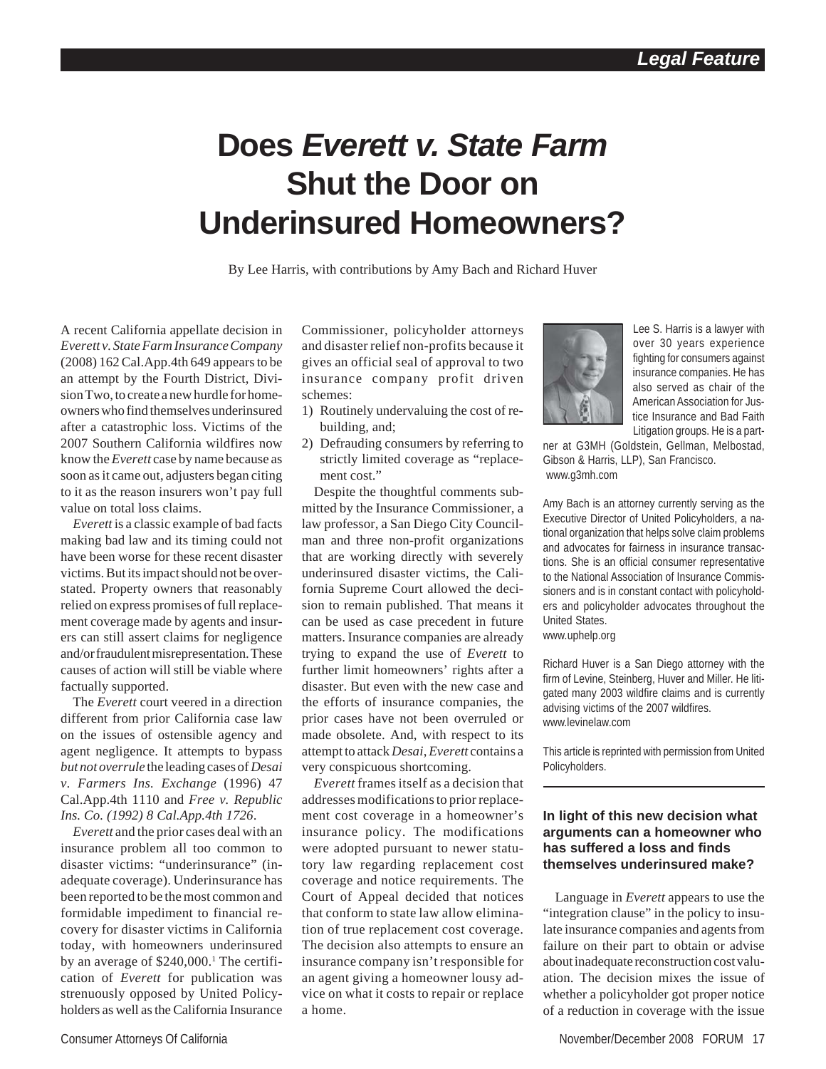# Does *Everett v. State Farm* Shut the Door on Underinsured Homeowners?

By Lee Harris, with contributions by Amy Bach and Richard Huver

A recent California appellate decision in *Everett v. State Farm Insurance Company* (2008) 162 Cal.App.4th 649 appears to be an attempt by the Fourth District, Division Two, to create a new hurdle for homeowners who find themselves underinsured after a catastrophic loss. Victims of the 2007 Southern California wildfires now know the *Everett* case by name because as soon as it came out, adjusters began citing to it as the reason insurers won't pay full value on total loss claims.

*Everett* is a classic example of bad facts making bad law and its timing could not have been worse for these recent disaster victims. But its impact should not be overstated. Property owners that reasonably relied on express promises of full replacement coverage made by agents and insurers can still assert claims for negligence and/or fraudulent misrepresentation. These causes of action will still be viable where factually supported.

The *Everett* court veered in a direction different from prior California case law on the issues of ostensible agency and agent negligence. It attempts to bypass *but not overrule* the leading cases of *Desai v. Farmers Ins. Exchange* (1996) 47 Cal.App.4th 1110 and *Free v. Republic Ins. Co. (1992) 8 Cal.App.4th 1726*.

*Everett* and the prior cases deal with an insurance problem all too common to disaster victims: "underinsurance" (inadequate coverage). Underinsurance has been reported to be the most common and formidable impediment to financial recovery for disaster victims in California today, with homeowners underinsured by an average of $240,000.[1] The certification of *Everett* for publication was strenuously opposed by United Policyholders as well as the California Insurance Commissioner, policyholder attorneys and disaster relief non-profits because it gives an official seal of approval to two insurance company profit driven schemes:

1) Routinely undervaluing the cost of rebuilding, and;
2) Defrauding consumers by referring to strictly limited coverage as "replacement cost."

Despite the thoughtful comments submitted by the Insurance Commissioner, a law professor, a San Diego City Councilman and three non-profit organizations that are working directly with severely underinsured disaster victims, the California Supreme Court allowed the decision to remain published. That means it can be used as case precedent in future matters. Insurance companies are already trying to expand the use of *Everett* to further limit homeowners' rights after a disaster. But even with the new case and the efforts of insurance companies, the prior cases have not been overruled or made obsolete. And, with respect to its attempt to attack *Desai*, *Everett* contains a very conspicuous shortcoming.

*Everett* frames itself as a decision that addresses modifications to prior replacement cost coverage in a homeowner's insurance policy. The modifications were adopted pursuant to newer statutory law regarding replacement cost coverage and notice requirements. The Court of Appeal decided that notices that conform to state law allow elimination of true replacement cost coverage. The decision also attempts to ensure an insurance company isn't responsible for an agent giving a homeowner lousy advice on what it costs to repair or replace a home.

Lee S. Harris is a lawyer with over 30 years experience fighting for consumers against insurance companies. He has also served as chair of the American Association for Justice Insurance and Bad Faith Litigation groups. He is a partner at G3MH (Goldstein, Gellman, Melbostad, Gibson & Harris, LLP), San Francisco. www.g3mh.com

Amy Bach is an attorney currently serving as the Executive Director of United Policyholders, a national organization that helps solve claim problems and advocates for fairness in insurance transactions. She is an official consumer representative to the National Association of Insurance Commissioners and is in constant contact with policyholders and policyholder advocates throughout the United States. www.uphelp.org

Richard Huver is a San Diego attorney with the firm of Levine, Steinberg, Huver and Miller. He litigated many 2003 wildfire claims and is currently advising victims of the 2007 wildfires. www.levinelaw.com

This article is reprinted with permission from United Policyholders.

### In light of this new decision what arguments can a homeowner who has suffered a loss and finds themselves underinsured make?

Language in *Everett* appears to use the "integration clause" in the policy to insulate insurance companies and agents from failure on their part to obtain or advise about inadequate reconstruction cost valuation. The decision mixes the issue of whether a policyholder got proper notice of a reduction in coverage with the issue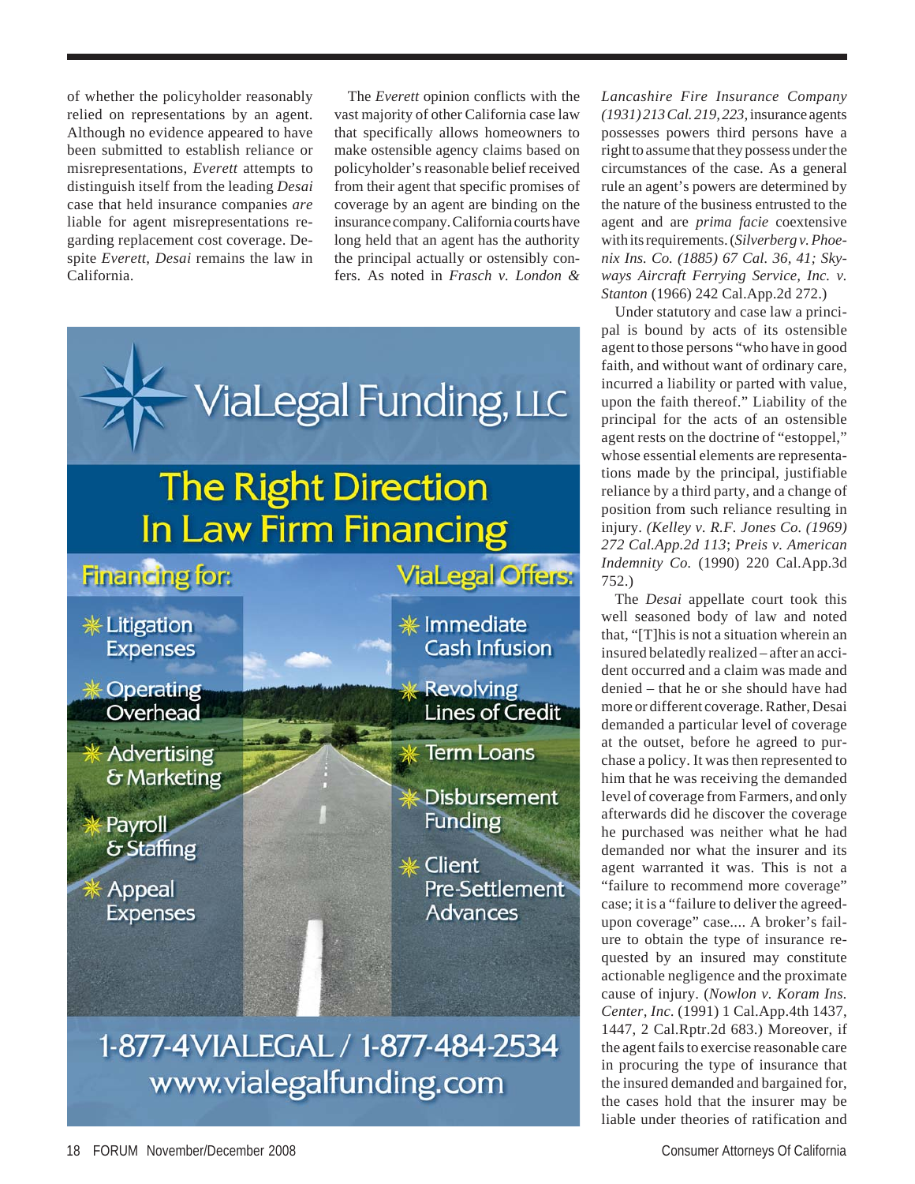of whether the policyholder reasonably relied on representations by an agent. Although no evidence appeared to have been submitted to establish reliance or misrepresentations, *Everett* attempts to distinguish itself from the leading *Desai* case that held insurance companies *are* liable for agent misrepresentations regarding replacement cost coverage. Despite *Everett*, *Desai* remains the law in California.

The *Everett* opinion conflicts with the vast majority of other California case law that specifically allows homeowners to make ostensible agency claims based on policyholder's reasonable belief received from their agent that specific promises of coverage by an agent are binding on the insurance company. California courts have long held that an agent has the authority the principal actually or ostensibly confers. As noted in *Frasch v. London & Lancashire Fire Insurance Company (1931) 213 Cal. 219, 223,* insurance agents possesses powers third persons have a right to assume that they possess under the circumstances of the case. As a general rule an agent's powers are determined by the nature of the business entrusted to the agent and are *prima facie* coextensive with its requirements. (*Silverberg v. Phoenix Ins. Co. (1885) 67 Cal. 36, 41; Skyways Aircraft Ferrying Service, Inc. v. Stanton* (1966) 242 Cal.App.2d 272.)

Under statutory and case law a principal is bound by acts of its ostensible agent to those persons "who have in good faith, and without want of ordinary care, incurred a liability or parted with value, upon the faith thereof." Liability of the principal for the acts of an ostensible agent rests on the doctrine of "estoppel," whose essential elements are representations made by the principal, justifiable reliance by a third party, and a change of position from such reliance resulting in injury. *(Kelley v. R.F. Jones Co. (1969) 272 Cal.App.2d 113*; *Preis v. American Indemnity Co.* (1990) 220 Cal.App.3d 752.)

The *Desai* appellate court took this well seasoned body of law and noted that, "[T]his is not a situation wherein an insured belatedly realized – after an accident occurred and a claim was made and denied – that he or she should have had more or different coverage. Rather, Desai demanded a particular level of coverage at the outset, before he agreed to purchase a policy. It was then represented to him that he was receiving the demanded level of coverage from Farmers, and only afterwards did he discover the coverage he purchased was neither what he had demanded nor what the insurer and its agent warranted it was. This is not a "failure to recommend more coverage" case; it is a "failure to deliver the agreed-upon coverage" case.... A broker's failure to obtain the type of insurance requested by an insured may constitute actionable negligence and the proximate cause of injury. (*Nowlon v. Koram Ins. Center, Inc.* (1991) 1 Cal.App.4th 1437, 1447, 2 Cal.Rptr.2d 683.) Moreover, if the agent fails to exercise reasonable care in procuring the type of insurance that the insured demanded and bargained for, the cases hold that the insurer may be liable under theories of ratification and

**ViaLegal Funding, LLC**

**The Right Direction In Law Firm Financing**

**Financing for:**

- Litigation Expenses
- Operating Overhead
- Advertising & Marketing
- Payroll & Staffing
- Appeal Expenses

**ViaLegal Offers:**

- Immediate Cash Infusion
- Revolving Lines of Credit
- Term Loans
- Disbursement Funding
- Client Pre-Settlement Advances

1-877-4VIALEGAL / 1-877-484-2534
www.vialegalfunding.com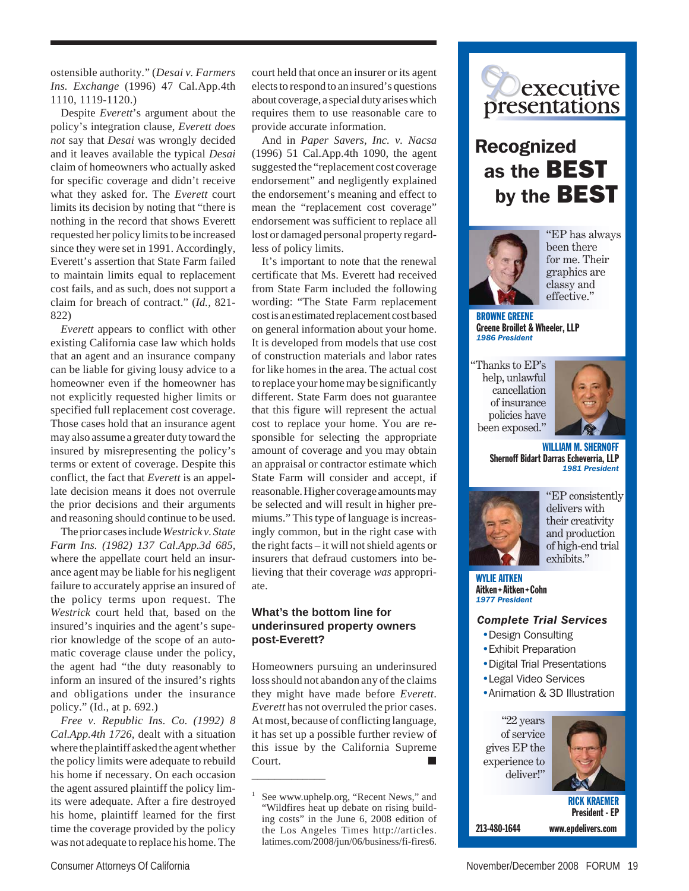ostensible authority." (*Desai v. Farmers Ins. Exchange* (1996) 47 Cal.App.4th 1110, 1119-1120.)

Despite *Everett*'s argument about the policy's integration clause, *Everett does not* say that *Desai* was wrongly decided and it leaves available the typical *Desai* claim of homeowners who actually asked for specific coverage and didn't receive what they asked for. The *Everett* court limits its decision by noting that "there is nothing in the record that shows Everett requested her policy limits to be increased since they were set in 1991. Accordingly, Everett's assertion that State Farm failed to maintain limits equal to replacement cost fails, and as such, does not support a claim for breach of contract." (*Id.,* 821-822)

*Everett* appears to conflict with other existing California case law which holds that an agent and an insurance company can be liable for giving lousy advice to a homeowner even if the homeowner has not explicitly requested higher limits or specified full replacement cost coverage. Those cases hold that an insurance agent may also assume a greater duty toward the insured by misrepresenting the policy's terms or extent of coverage. Despite this conflict, the fact that *Everett* is an appellate decision means it does not overrule the prior decisions and their arguments and reasoning should continue to be used.

The prior cases include *Westrick v. State Farm Ins. (1982) 137 Cal.App.3d 685,* where the appellate court held an insurance agent may be liable for his negligent failure to accurately apprise an insured of the policy terms upon request. The *Westrick* court held that, based on the insured's inquiries and the agent's superior knowledge of the scope of an automatic coverage clause under the policy, the agent had "the duty reasonably to inform an insured of the insured's rights and obligations under the insurance policy." (Id., at p. 692.)

*Free v. Republic Ins. Co. (1992) 8 Cal.App.4th 1726,* dealt with a situation where the plaintiff asked the agent whether the policy limits were adequate to rebuild his home if necessary. On each occasion the agent assured plaintiff the policy limits were adequate. After a fire destroyed his home, plaintiff learned for the first time the coverage provided by the policy was not adequate to replace his home. The court held that once an insurer or its agent elects to respond to an insured's questions about coverage, a special duty arises which requires them to use reasonable care to provide accurate information.

And in *Paper Savers, Inc. v. Nacsa* (1996) 51 Cal.App.4th 1090, the agent suggested the "replacement cost coverage endorsement" and negligently explained the endorsement's meaning and effect to mean the "replacement cost coverage" endorsement was sufficient to replace all lost or damaged personal property regardless of policy limits.

It's important to note that the renewal certificate that Ms. Everett had received from State Farm included the following wording: "The State Farm replacement cost is an estimated replacement cost based on general information about your home. It is developed from models that use cost of construction materials and labor rates for like homes in the area. The actual cost to replace your home may be significantly different. State Farm does not guarantee that this figure will represent the actual cost to replace your home. You are responsible for selecting the appropriate amount of coverage and you may obtain an appraisal or contractor estimate which State Farm will consider and accept, if reasonable. Higher coverage amounts may be selected and will result in higher premiums." This type of language is increasingly common, but in the right case with the right facts – it will not shield agents or insurers that defraud customers into believing that their coverage *was* appropriate.

### What's the bottom line for underinsured property owners post-Everett?

Homeowners pursuing an underinsured loss should not abandon any of the claims they might have made before *Everett*. *Everett* has not overruled the prior cases. At most, because of conflicting language, it has set up a possible further review of this issue by the California Supreme Court. ■

---

[1] See www.uphelp.org, "Recent News," and "Wildfires heat up debate on rising building costs" in the June 6, 2008 edition of the Los Angeles Times http://articles.latimes.com/2008/jun/06/business/fi-fires6.

---

**executive presentations**

## Recognized as the BEST by the BEST

"EP has always been there for me. Their graphics are classy and effective."

**BROWNE GREENE**
**Greene Broillet & Wheeler, LLP**
*1986 President*

"Thanks to EP's help, unlawful cancellation of insurance policies have been exposed."

**WILLIAM M. SHERNOFF**
**Shernoff Bidart Darras Echeverria, LLP**
*1981 President*

"EP consistently delivers with their creativity and production of high-end trial exhibits."

**WYLIE AITKEN**
**Aitken+Aitken+Cohn**
*1977 President*

***Complete Trial Services***

- Design Consulting
- Exhibit Preparation
- Digital Trial Presentations
- Legal Video Services
- Animation & 3D Illustration

"22 years of service gives EP the experience to deliver!"

**RICK KRAEMER**
**President - EP**

213-480-1644 www.epdelivers.com